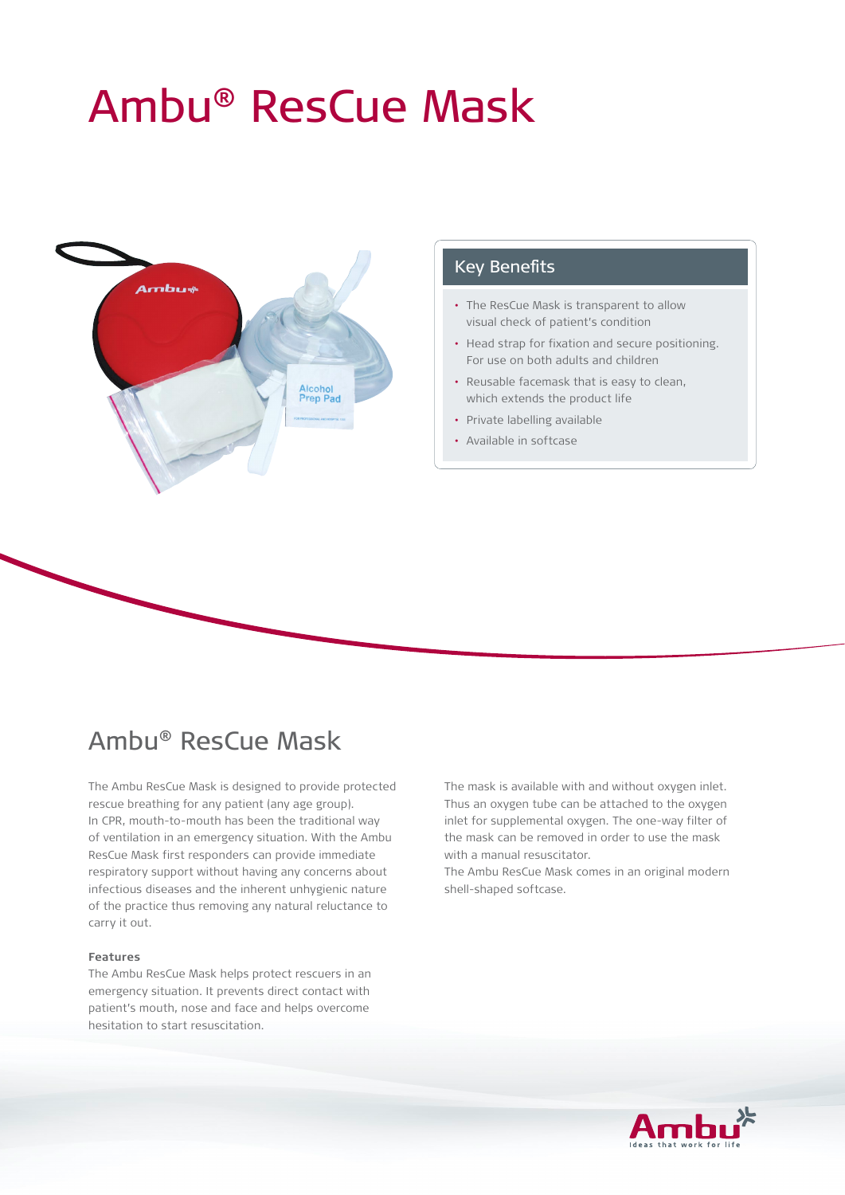# Ambu® ResCue Mask

## Key Benefits

- The ResCue Mask is transparent to allow visual check of patient's condition
- Head strap for fixation and secure positioning. For use on both adults and children
- Reusable facemask that is easy to clean, which extends the product life
- Private labelling available
- Available in softcase

## Ambu® ResCue Mask

The Ambu ResCue Mask is designed to provide protected rescue breathing for any patient (any age group). In CPR, mouth-to-mouth has been the traditional way of ventilation in an emergency situation. With the Ambu ResCue Mask first responders can provide immediate respiratory support without having any concerns about infectious diseases and the inherent unhygienic nature of the practice thus removing any natural reluctance to carry it out.

**Features**

The Ambu ResCue Mask helps protect rescuers in an emergency situation. It prevents direct contact with patient's mouth, nose and face and helps overcome hesitation to start resuscitation.

The mask is available with and without oxygen inlet. Thus an oxygen tube can be attached to the oxygen inlet for supplemental oxygen. The one-way filter of the mask can be removed in order to use the mask with a manual resuscitator.

The Ambu ResCue Mask comes in an original modern shell-shaped softcase.

Ambu
Ideas that work for life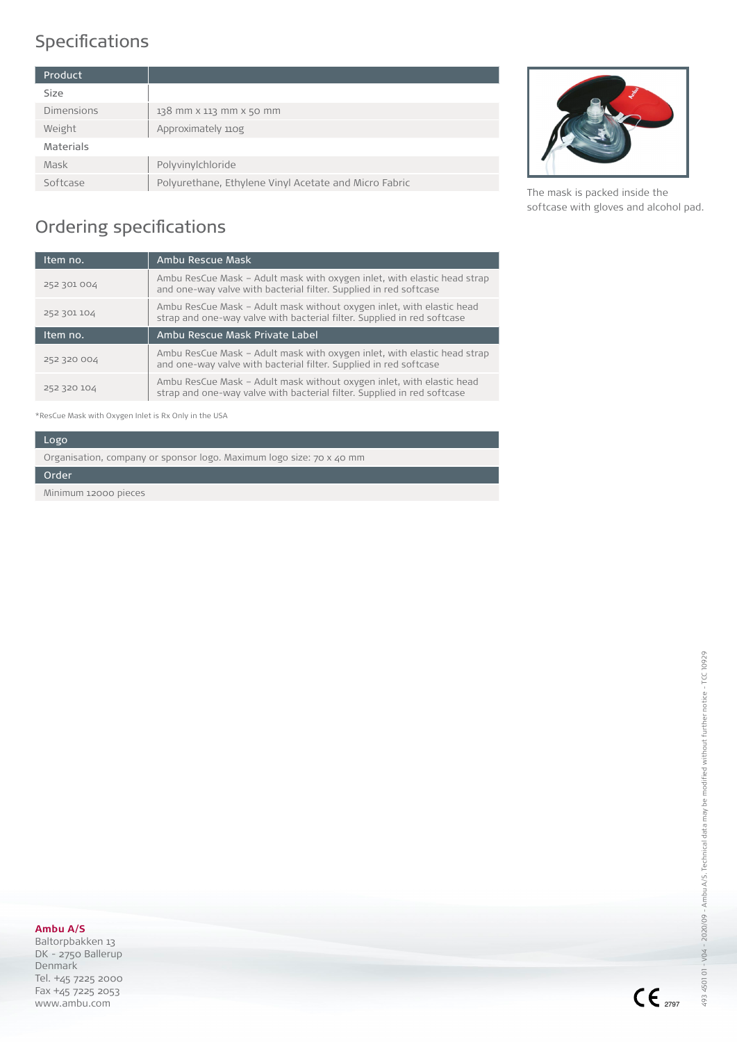## Specifications

| Product | |
|---|---|
| Size | |
| Dimensions | 138 mm x 113 mm x 50 mm |
| Weight | Approximately 110g |
| Materials | |
| Mask | Polyvinylchloride |
| Softcase | Polyurethane, Ethylene Vinyl Acetate and Micro Fabric |

The mask is packed inside the softcase with gloves and alcohol pad.

## Ordering specifications

| Item no. | Ambu Rescue Mask |
|---|---|
| 252 301 004 | Ambu ResCue Mask – Adult mask with oxygen inlet, with elastic head strap and one-way valve with bacterial filter. Supplied in red softcase |
| 252 301 104 | Ambu ResCue Mask – Adult mask without oxygen inlet, with elastic head strap and one-way valve with bacterial filter. Supplied in red softcase |
| **Item no.** | **Ambu Rescue Mask Private Label** |
| 252 320 004 | Ambu ResCue Mask – Adult mask with oxygen inlet, with elastic head strap and one-way valve with bacterial filter. Supplied in red softcase |
| 252 320 104 | Ambu ResCue Mask – Adult mask without oxygen inlet, with elastic head strap and one-way valve with bacterial filter. Supplied in red softcase |

*ResCue Mask with Oxygen Inlet is Rx Only in the USA

| Logo |
|---|
| Organisation, company or sponsor logo. Maximum logo size: 70 x 40 mm |
| **Order** |
| Minimum 12000 pieces |

**Ambu A/S**
Baltorpbakken 13
DK - 2750 Ballerup
Denmark
Tel. +45 7225 2000
Fax +45 7225 2053
www.ambu.com

CE 2797

493 4501 01 - V04 - 2020/09 - Ambu A/S. Technical data may be modified without further notice - TCC 10929